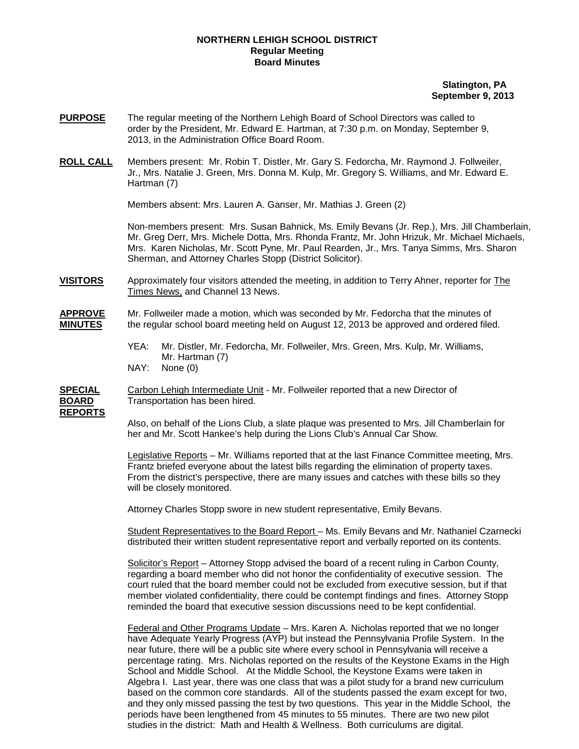**NORTHERN LEHIGH SCHOOL DISTRICT**
**Regular Meeting**
**Board Minutes**

**Slatington, PA**
**September 9, 2013**

**PURPOSE** The regular meeting of the Northern Lehigh Board of School Directors was called to order by the President, Mr. Edward E. Hartman, at 7:30 p.m. on Monday, September 9, 2013, in the Administration Office Board Room.

**ROLL CALL** Members present: Mr. Robin T. Distler, Mr. Gary S. Fedorcha, Mr. Raymond J. Follweiler, Jr., Mrs. Natalie J. Green, Mrs. Donna M. Kulp, Mr. Gregory S. Williams, and Mr. Edward E. Hartman (7)

Members absent: Mrs. Lauren A. Ganser, Mr. Mathias J. Green (2)

Non-members present: Mrs. Susan Bahnick, Ms. Emily Bevans (Jr. Rep.), Mrs. Jill Chamberlain, Mr. Greg Derr, Mrs. Michele Dotta, Mrs. Rhonda Frantz, Mr. John Hrizuk, Mr. Michael Michaels, Mrs. Karen Nicholas, Mr. Scott Pyne, Mr. Paul Rearden, Jr., Mrs. Tanya Simms, Mrs. Sharon Sherman, and Attorney Charles Stopp (District Solicitor).

**VISITORS** Approximately four visitors attended the meeting, in addition to Terry Ahner, reporter for The Times News, and Channel 13 News.

**APPROVE MINUTES** Mr. Follweiler made a motion, which was seconded by Mr. Fedorcha that the minutes of the regular school board meeting held on August 12, 2013 be approved and ordered filed.

YEA: Mr. Distler, Mr. Fedorcha, Mr. Follweiler, Mrs. Green, Mrs. Kulp, Mr. Williams, Mr. Hartman (7)
NAY: None (0)

**SPECIAL BOARD REPORTS** Carbon Lehigh Intermediate Unit - Mr. Follweiler reported that a new Director of Transportation has been hired.

Also, on behalf of the Lions Club, a slate plaque was presented to Mrs. Jill Chamberlain for her and Mr. Scott Hankee's help during the Lions Club's Annual Car Show.

Legislative Reports – Mr. Williams reported that at the last Finance Committee meeting, Mrs. Frantz briefed everyone about the latest bills regarding the elimination of property taxes. From the district's perspective, there are many issues and catches with these bills so they will be closely monitored.

Attorney Charles Stopp swore in new student representative, Emily Bevans.

Student Representatives to the Board Report – Ms. Emily Bevans and Mr. Nathaniel Czarnecki distributed their written student representative report and verbally reported on its contents.

Solicitor's Report – Attorney Stopp advised the board of a recent ruling in Carbon County, regarding a board member who did not honor the confidentiality of executive session. The court ruled that the board member could not be excluded from executive session, but if that member violated confidentiality, there could be contempt findings and fines. Attorney Stopp reminded the board that executive session discussions need to be kept confidential.

Federal and Other Programs Update – Mrs. Karen A. Nicholas reported that we no longer have Adequate Yearly Progress (AYP) but instead the Pennsylvania Profile System. In the near future, there will be a public site where every school in Pennsylvania will receive a percentage rating. Mrs. Nicholas reported on the results of the Keystone Exams in the High School and Middle School. At the Middle School, the Keystone Exams were taken in Algebra I. Last year, there was one class that was a pilot study for a brand new curriculum based on the common core standards. All of the students passed the exam except for two, and they only missed passing the test by two questions. This year in the Middle School, the periods have been lengthened from 45 minutes to 55 minutes. There are two new pilot studies in the district: Math and Health & Wellness. Both curriculums are digital.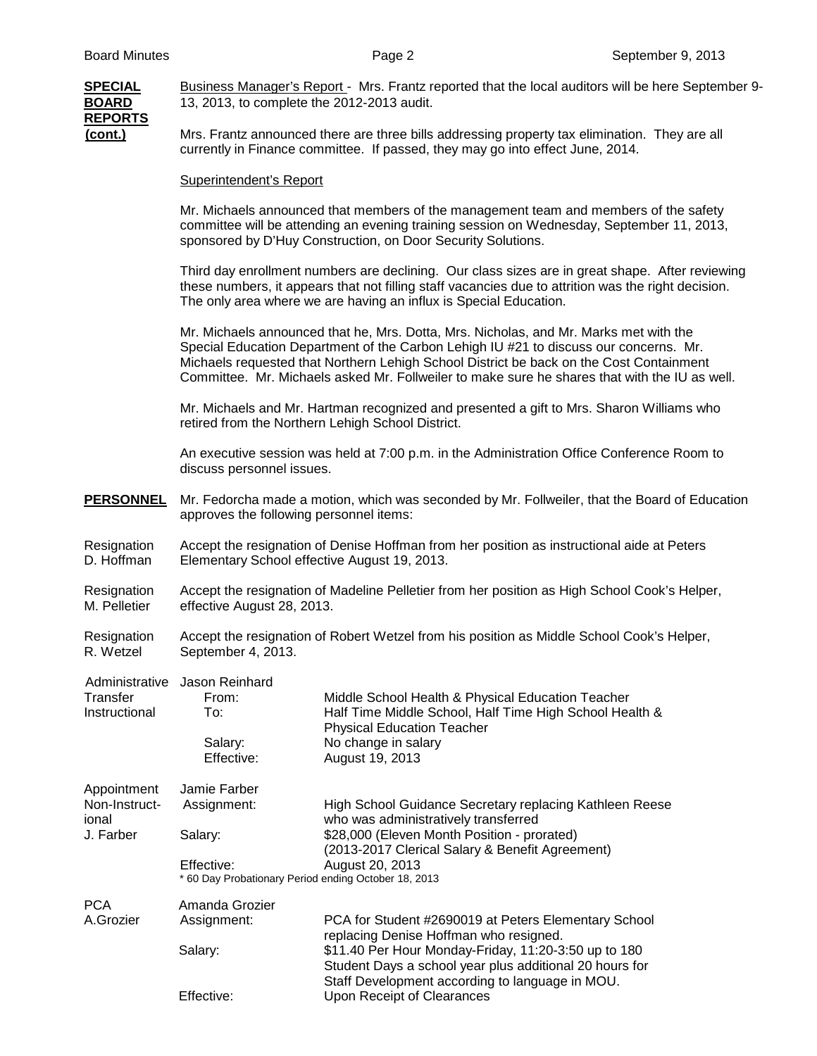**SPECIAL BOARD REPORTS (cont.)**

Business Manager's Report - Mrs. Frantz reported that the local auditors will be here September 9-13, 2013, to complete the 2012-2013 audit.

Mrs. Frantz announced there are three bills addressing property tax elimination. They are all currently in Finance committee. If passed, they may go into effect June, 2014.

Superintendent's Report

Mr. Michaels announced that members of the management team and members of the safety committee will be attending an evening training session on Wednesday, September 11, 2013, sponsored by D'Huy Construction, on Door Security Solutions.

Third day enrollment numbers are declining. Our class sizes are in great shape. After reviewing these numbers, it appears that not filling staff vacancies due to attrition was the right decision. The only area where we are having an influx is Special Education.

Mr. Michaels announced that he, Mrs. Dotta, Mrs. Nicholas, and Mr. Marks met with the Special Education Department of the Carbon Lehigh IU #21 to discuss our concerns. Mr. Michaels requested that Northern Lehigh School District be back on the Cost Containment Committee. Mr. Michaels asked Mr. Follweiler to make sure he shares that with the IU as well.

Mr. Michaels and Mr. Hartman recognized and presented a gift to Mrs. Sharon Williams who retired from the Northern Lehigh School District.

An executive session was held at 7:00 p.m. in the Administration Office Conference Room to discuss personnel issues.

**PERSONNEL**

Mr. Fedorcha made a motion, which was seconded by Mr. Follweiler, that the Board of Education approves the following personnel items:

Resignation D. Hoffman — Accept the resignation of Denise Hoffman from her position as instructional aide at Peters Elementary School effective August 19, 2013.

Resignation M. Pelletier — Accept the resignation of Madeline Pelletier from her position as High School Cook's Helper, effective August 28, 2013.

Resignation R. Wetzel — Accept the resignation of Robert Wetzel from his position as Middle School Cook's Helper, September 4, 2013.

Administrative Transfer Instructional — Jason Reinhard

- From: Middle School Health & Physical Education Teacher
- To: Half Time Middle School, Half Time High School Health & Physical Education Teacher
- Salary: No change in salary
- Effective: August 19, 2013

Appointment Non-Instructional J. Farber — Jamie Farber

- Assignment: High School Guidance Secretary replacing Kathleen Reese who was administratively transferred
- Salary: $28,000 (Eleven Month Position - prorated) (2013-2017 Clerical Salary & Benefit Agreement)
- Effective: August 20, 2013

\* 60 Day Probationary Period ending October 18, 2013

PCA A.Grozier — Amanda Grozier

- Assignment: PCA for Student #2690019 at Peters Elementary School replacing Denise Hoffman who resigned.
- Salary: $11.40 Per Hour Monday-Friday, 11:20-3:50 up to 180 Student Days a school year plus additional 20 hours for Staff Development according to language in MOU.
- Effective: Upon Receipt of Clearances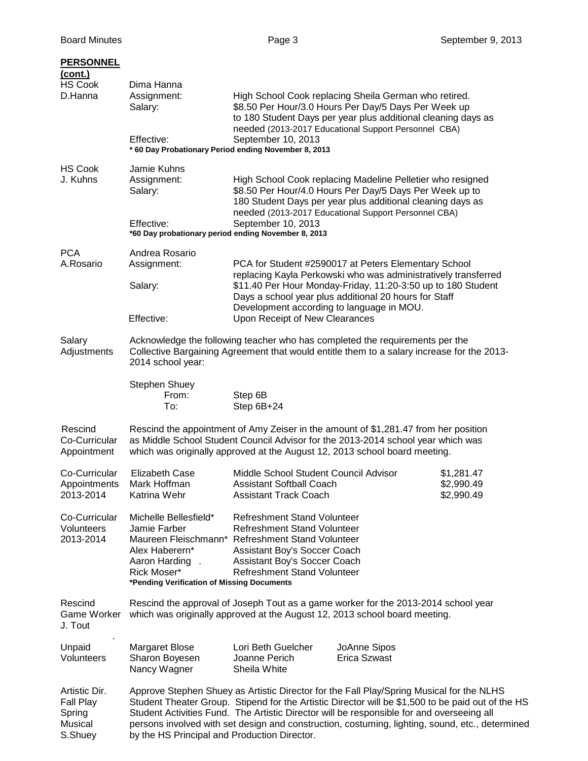**PERSONNEL (cont.)**

**HS Cook D.Hanna**

Dima Hanna

Assignment: High School Cook replacing Sheila German who retired.
Salary: $8.50 Per Hour/3.0 Hours Per Day/5 Days Per Week up to 180 Student Days per year plus additional cleaning days as needed (2013-2017 Educational Support Personnel CBA)
Effective: September 10, 2013

**\* 60 Day Probationary Period ending November 8, 2013**

**HS Cook J. Kuhns**

Jamie Kuhns

Assignment: High School Cook replacing Madeline Pelletier who resigned
Salary: $8.50 Per Hour/4.0 Hours Per Day/5 Days Per Week up to 180 Student Days per year plus additional cleaning days as needed (2013-2017 Educational Support Personnel CBA)
Effective: September 10, 2013

**\*60 Day probationary period ending November 8, 2013**

**PCA A.Rosario**

Andrea Rosario

Assignment: PCA for Student #2590017 at Peters Elementary School replacing Kayla Perkowski who was administratively transferred
Salary: $11.40 Per Hour Monday-Friday, 11:20-3:50 up to 180 Student Days a school year plus additional 20 hours for Staff Development according to language in MOU.
Effective: Upon Receipt of New Clearances

**Salary Adjustments**

Acknowledge the following teacher who has completed the requirements per the Collective Bargaining Agreement that would entitle them to a salary increase for the 2013-2014 school year:

Stephen Shuey
From: Step 6B
To: Step 6B+24

**Rescind Co-Curricular Appointment**

Rescind the appointment of Amy Zeiser in the amount of $1,281.47 from her position as Middle School Student Council Advisor for the 2013-2014 school year which was which was originally approved at the August 12, 2013 school board meeting.

**Co-Curricular Appointments 2013-2014**

| Name | Position | Amount |
|---|---|---|
| Elizabeth Case | Middle School Student Council Advisor | $1,281.47 |
| Mark Hoffman | Assistant Softball Coach | $2,990.49 |
| Katrina Wehr | Assistant Track Coach | $2,990.49 |

**Co-Curricular Volunteers 2013-2014**

| Name | Position |
|---|---|
| Michelle Bellesfield* | Refreshment Stand Volunteer |
| Jamie Farber | Refreshment Stand Volunteer |
| Maureen Fleischmann* | Refreshment Stand Volunteer |
| Alex Haberern* | Assistant Boy's Soccer Coach |
| Aaron Harding . | Assistant Boy's Soccer Coach |
| Rick Moser* | Refreshment Stand Volunteer |

**\*Pending Verification of Missing Documents**

**Rescind Game Worker J. Tout**

Rescind the approval of Joseph Tout as a game worker for the 2013-2014 school year which was originally approved at the August 12, 2013 school board meeting.

**Unpaid Volunteers**

| | | |
|---|---|---|
| Margaret Blose | Lori Beth Guelcher | JoAnne Sipos |
| Sharon Boyesen | Joanne Perich | Erica Szwast |
| Nancy Wagner | Sheila White | |

**Artistic Dir. Fall Play Spring Musical S.Shuey**

Approve Stephen Shuey as Artistic Director for the Fall Play/Spring Musical for the NLHS Student Theater Group. Stipend for the Artistic Director will be $1,500 to be paid out of the HS Student Activities Fund. The Artistic Director will be responsible for and overseeing all persons involved with set design and construction, costuming, lighting, sound, etc., determined by the HS Principal and Production Director.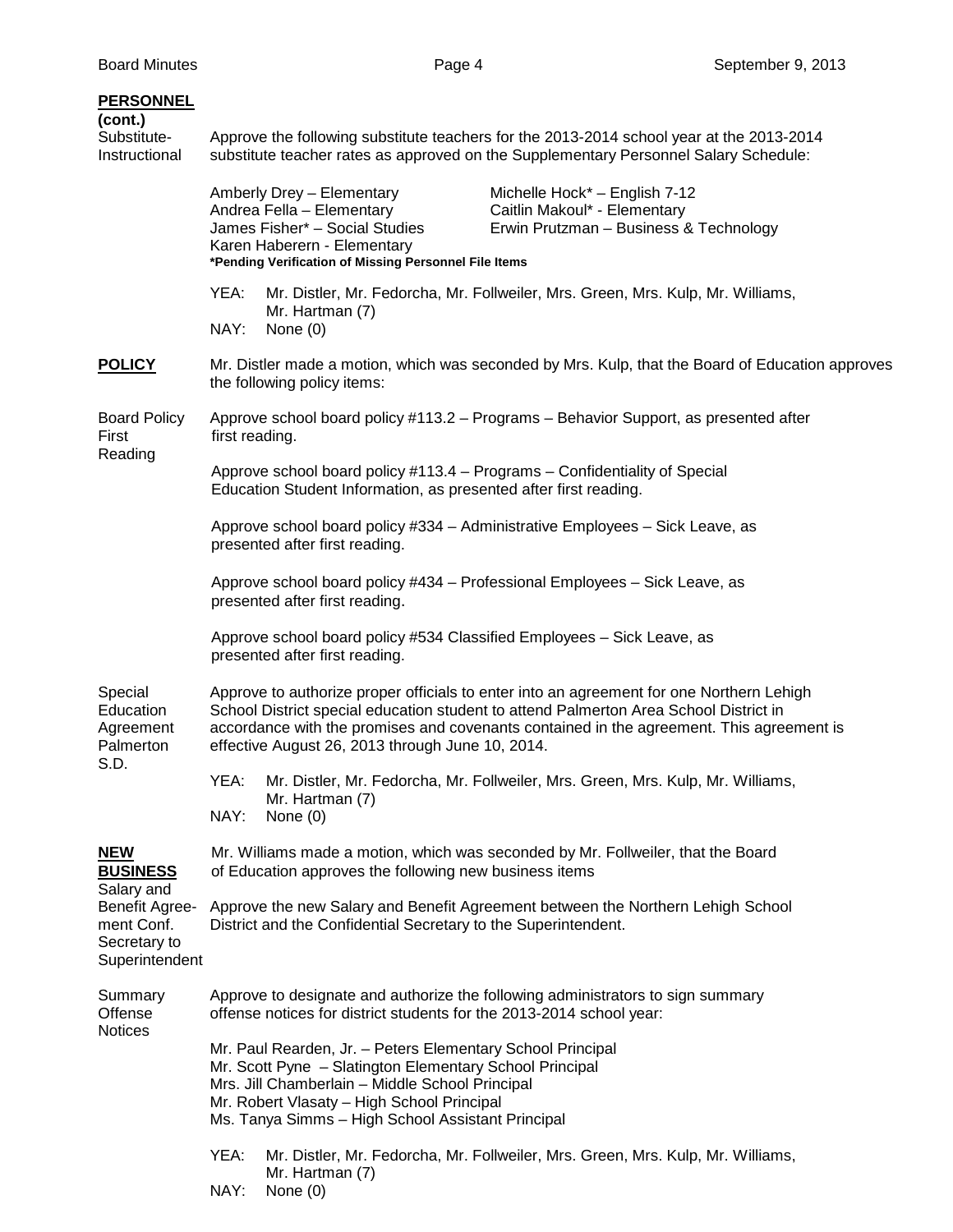**PERSONNEL (cont.)**

Substitute-Instructional

Approve the following substitute teachers for the 2013-2014 school year at the 2013-2014 substitute teacher rates as approved on the Supplementary Personnel Salary Schedule:

Amberly Drey – Elementary
Andrea Fella – Elementary
James Fisher* – Social Studies
Karen Haberern - Elementary
Michelle Hock* – English 7-12
Caitlin Makoul* - Elementary
Erwin Prutzman – Business & Technology

***Pending Verification of Missing Personnel File Items**

YEA: Mr. Distler, Mr. Fedorcha, Mr. Follweiler, Mrs. Green, Mrs. Kulp, Mr. Williams, Mr. Hartman (7)
NAY: None (0)

**POLICY**

Mr. Distler made a motion, which was seconded by Mrs. Kulp, that the Board of Education approves the following policy items:

Board Policy First Reading

Approve school board policy #113.2 – Programs – Behavior Support, as presented after first reading.

Approve school board policy #113.4 – Programs – Confidentiality of Special Education Student Information, as presented after first reading.

Approve school board policy #334 – Administrative Employees – Sick Leave, as presented after first reading.

Approve school board policy #434 – Professional Employees – Sick Leave, as presented after first reading.

Approve school board policy #534 Classified Employees – Sick Leave, as presented after first reading.

Special Education Agreement Palmerton S.D.

Approve to authorize proper officials to enter into an agreement for one Northern Lehigh School District special education student to attend Palmerton Area School District in accordance with the promises and covenants contained in the agreement. This agreement is effective August 26, 2013 through June 10, 2014.

YEA: Mr. Distler, Mr. Fedorcha, Mr. Follweiler, Mrs. Green, Mrs. Kulp, Mr. Williams, Mr. Hartman (7)
NAY: None (0)

**NEW BUSINESS**

Mr. Williams made a motion, which was seconded by Mr. Follweiler, that the Board of Education approves the following new business items

Salary and Benefit Agreement Conf. Secretary to Superintendent

Approve the new Salary and Benefit Agreement between the Northern Lehigh School District and the Confidential Secretary to the Superintendent.

Summary Offense Notices

Approve to designate and authorize the following administrators to sign summary offense notices for district students for the 2013-2014 school year:

Mr. Paul Rearden, Jr. – Peters Elementary School Principal
Mr. Scott Pyne – Slatington Elementary School Principal
Mrs. Jill Chamberlain – Middle School Principal
Mr. Robert Vlasaty – High School Principal
Ms. Tanya Simms – High School Assistant Principal

YEA: Mr. Distler, Mr. Fedorcha, Mr. Follweiler, Mrs. Green, Mrs. Kulp, Mr. Williams, Mr. Hartman (7)
NAY: None (0)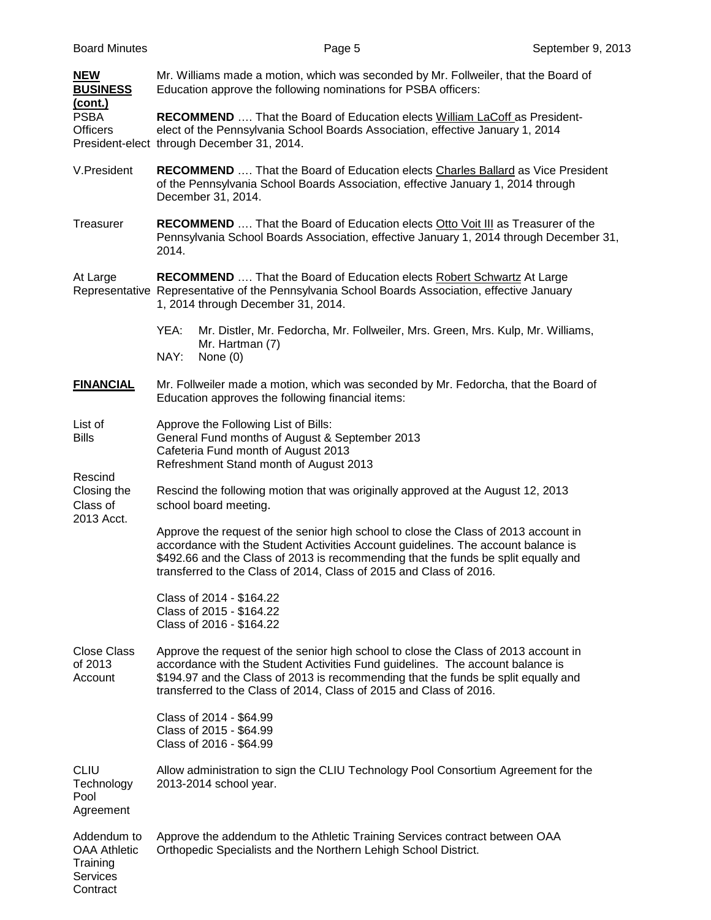**NEW BUSINESS (cont.)**

Mr. Williams made a motion, which was seconded by Mr. Follweiler, that the Board of Education approve the following nominations for PSBA officers:

PSBA Officers President-elect

**RECOMMEND** …. That the Board of Education elects William LaCoff as President-elect of the Pennsylvania School Boards Association, effective January 1, 2014 through December 31, 2014.

V.President

**RECOMMEND** …. That the Board of Education elects Charles Ballard as Vice President of the Pennsylvania School Boards Association, effective January 1, 2014 through December 31, 2014.

Treasurer

**RECOMMEND** …. That the Board of Education elects Otto Voit III as Treasurer of the Pennsylvania School Boards Association, effective January 1, 2014 through December 31, 2014.

At Large Representative

**RECOMMEND** …. That the Board of Education elects Robert Schwartz At Large Representative of the Pennsylvania School Boards Association, effective January 1, 2014 through December 31, 2014.

YEA: Mr. Distler, Mr. Fedorcha, Mr. Follweiler, Mrs. Green, Mrs. Kulp, Mr. Williams, Mr. Hartman (7)
NAY: None (0)

**FINANCIAL**

Mr. Follweiler made a motion, which was seconded by Mr. Fedorcha, that the Board of Education approves the following financial items:

List of Bills

Approve the Following List of Bills:
General Fund months of August & September 2013
Cafeteria Fund month of August 2013
Refreshment Stand month of August 2013

Rescind Closing the Class of 2013 Acct.

Rescind the following motion that was originally approved at the August 12, 2013 school board meeting.

Approve the request of the senior high school to close the Class of 2013 account in accordance with the Student Activities Account guidelines. The account balance is $492.66 and the Class of 2013 is recommending that the funds be split equally and transferred to the Class of 2014, Class of 2015 and Class of 2016.

Class of 2014 - $164.22
Class of 2015 - $164.22
Class of 2016 - $164.22

Close Class of 2013 Account

Approve the request of the senior high school to close the Class of 2013 account in accordance with the Student Activities Fund guidelines. The account balance is $194.97 and the Class of 2013 is recommending that the funds be split equally and transferred to the Class of 2014, Class of 2015 and Class of 2016.

Class of 2014 - $64.99
Class of 2015 - $64.99
Class of 2016 - $64.99

CLIU Technology Pool Agreement

Allow administration to sign the CLIU Technology Pool Consortium Agreement for the 2013-2014 school year.

Addendum to OAA Athletic Training Services Contract

Approve the addendum to the Athletic Training Services contract between OAA Orthopedic Specialists and the Northern Lehigh School District.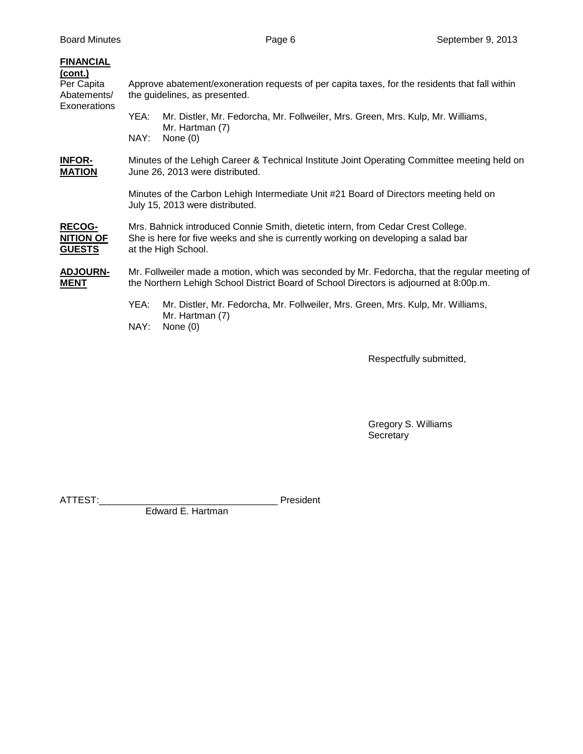**FINANCIAL (cont.)**

**Per Capita Abatements/ Exonerations**

Approve abatement/exoneration requests of per capita taxes, for the residents that fall within the guidelines, as presented.

YEA: Mr. Distler, Mr. Fedorcha, Mr. Follweiler, Mrs. Green, Mrs. Kulp, Mr. Williams, Mr. Hartman (7)
NAY: None (0)

**INFORMATION**

Minutes of the Lehigh Career & Technical Institute Joint Operating Committee meeting held on June 26, 2013 were distributed.

Minutes of the Carbon Lehigh Intermediate Unit #21 Board of Directors meeting held on July 15, 2013 were distributed.

**RECOGNITION OF GUESTS**

Mrs. Bahnick introduced Connie Smith, dietetic intern, from Cedar Crest College. She is here for five weeks and she is currently working on developing a salad bar at the High School.

**ADJOURNMENT**

Mr. Follweiler made a motion, which was seconded by Mr. Fedorcha, that the regular meeting of the Northern Lehigh School District Board of School Directors is adjourned at 8:00p.m.

YEA: Mr. Distler, Mr. Fedorcha, Mr. Follweiler, Mrs. Green, Mrs. Kulp, Mr. Williams, Mr. Hartman (7)
NAY: None (0)

Respectfully submitted,

Gregory S. Williams
Secretary

ATTEST:_________________________________ President
Edward E. Hartman